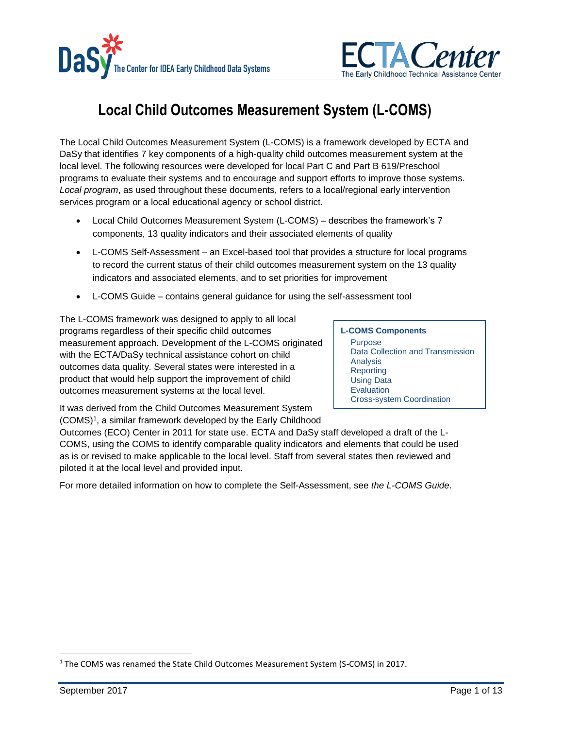# Local Child Outcomes Measurement System (L-COMS)

The Local Child Outcomes Measurement System (L-COMS) is a framework developed by ECTA and DaSy that identifies 7 key components of a high-quality child outcomes measurement system at the local level. The following resources were developed for local Part C and Part B 619/Preschool programs to evaluate their systems and to encourage and support efforts to improve those systems. *Local program*, as used throughout these documents, refers to a local/regional early intervention services program or a local educational agency or school district.

- Local Child Outcomes Measurement System (L-COMS) – describes the framework's 7 components, 13 quality indicators and their associated elements of quality
- L-COMS Self-Assessment – an Excel-based tool that provides a structure for local programs to record the current status of their child outcomes measurement system on the 13 quality indicators and associated elements, and to set priorities for improvement
- L-COMS Guide – contains general guidance for using the self-assessment tool

The L-COMS framework was designed to apply to all local programs regardless of their specific child outcomes measurement approach. Development of the L-COMS originated with the ECTA/DaSy technical assistance cohort on child outcomes data quality. Several states were interested in a product that would help support the improvement of child outcomes measurement systems at the local level.

**L-COMS Components**

- Purpose
- Data Collection and Transmission
- Analysis
- Reporting
- Using Data
- Evaluation
- Cross-system Coordination

It was derived from the Child Outcomes Measurement System (COMS)[1], a similar framework developed by the Early Childhood Outcomes (ECO) Center in 2011 for state use. ECTA and DaSy staff developed a draft of the L-COMS, using the COMS to identify comparable quality indicators and elements that could be used as is or revised to make applicable to the local level. Staff from several states then reviewed and piloted it at the local level and provided input.

For more detailed information on how to complete the Self-Assessment, see *the L-COMS Guide*.

[1] The COMS was renamed the State Child Outcomes Measurement System (S-COMS) in 2017.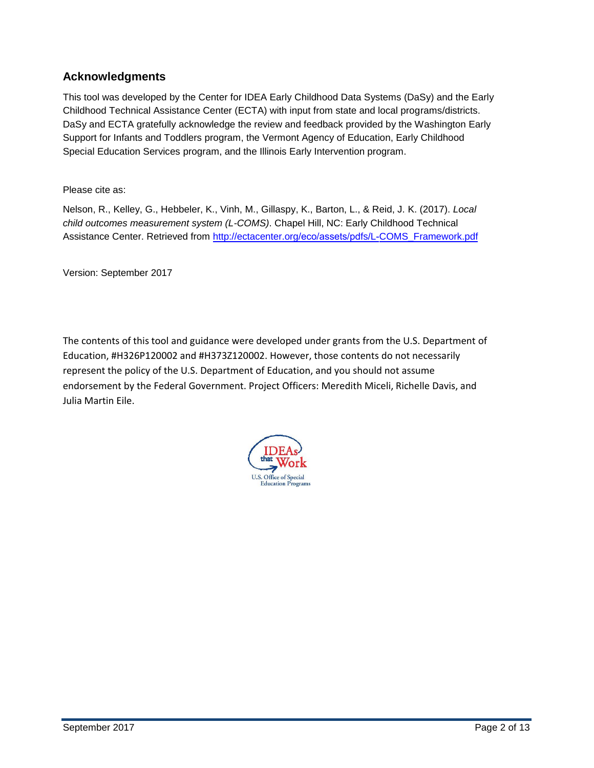## Acknowledgments

This tool was developed by the Center for IDEA Early Childhood Data Systems (DaSy) and the Early Childhood Technical Assistance Center (ECTA) with input from state and local programs/districts. DaSy and ECTA gratefully acknowledge the review and feedback provided by the Washington Early Support for Infants and Toddlers program, the Vermont Agency of Education, Early Childhood Special Education Services program, and the Illinois Early Intervention program.

Please cite as:

Nelson, R., Kelley, G., Hebbeler, K., Vinh, M., Gillaspy, K., Barton, L., & Reid, J. K. (2017). *Local child outcomes measurement system (L-COMS)*. Chapel Hill, NC: Early Childhood Technical Assistance Center. Retrieved from [http://ectacenter.org/eco/assets/pdfs/L-COMS_Framework.pdf](http://ectacenter.org/eco/assets/pdfs/L-COMS_Framework.pdf)

Version: September 2017

The contents of this tool and guidance were developed under grants from the U.S. Department of Education, #H326P120002 and #H373Z120002. However, those contents do not necessarily represent the policy of the U.S. Department of Education, and you should not assume endorsement by the Federal Government. Project Officers: Meredith Miceli, Richelle Davis, and Julia Martin Eile.

IDEAs that Work
U.S. Office of Special Education Programs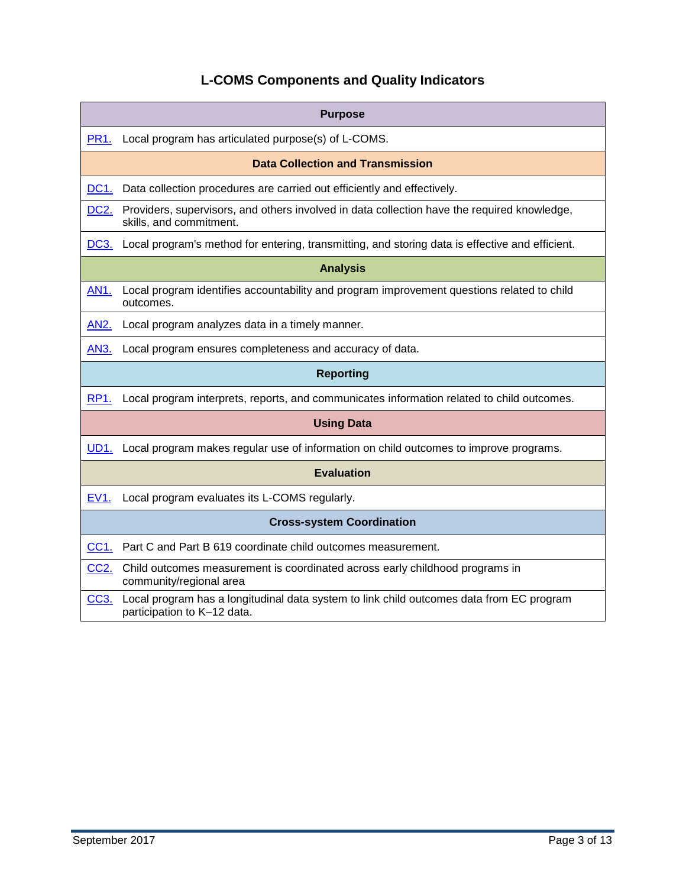## L-COMS Components and Quality Indicators

| Purpose | |
|---|---|
| PR1. | Local program has articulated purpose(s) of L-COMS. |
| **Data Collection and Transmission** | |
| DC1. | Data collection procedures are carried out efficiently and effectively. |
| DC2. | Providers, supervisors, and others involved in data collection have the required knowledge, skills, and commitment. |
| DC3. | Local program's method for entering, transmitting, and storing data is effective and efficient. |
| **Analysis** | |
| AN1. | Local program identifies accountability and program improvement questions related to child outcomes. |
| AN2. | Local program analyzes data in a timely manner. |
| AN3. | Local program ensures completeness and accuracy of data. |
| **Reporting** | |
| RP1. | Local program interprets, reports, and communicates information related to child outcomes. |
| **Using Data** | |
| UD1. | Local program makes regular use of information on child outcomes to improve programs. |
| **Evaluation** | |
| EV1. | Local program evaluates its L-COMS regularly. |
| **Cross-system Coordination** | |
| CC1. | Part C and Part B 619 coordinate child outcomes measurement. |
| CC2. | Child outcomes measurement is coordinated across early childhood programs in community/regional area |
| CC3. | Local program has a longitudinal data system to link child outcomes data from EC program participation to K–12 data. |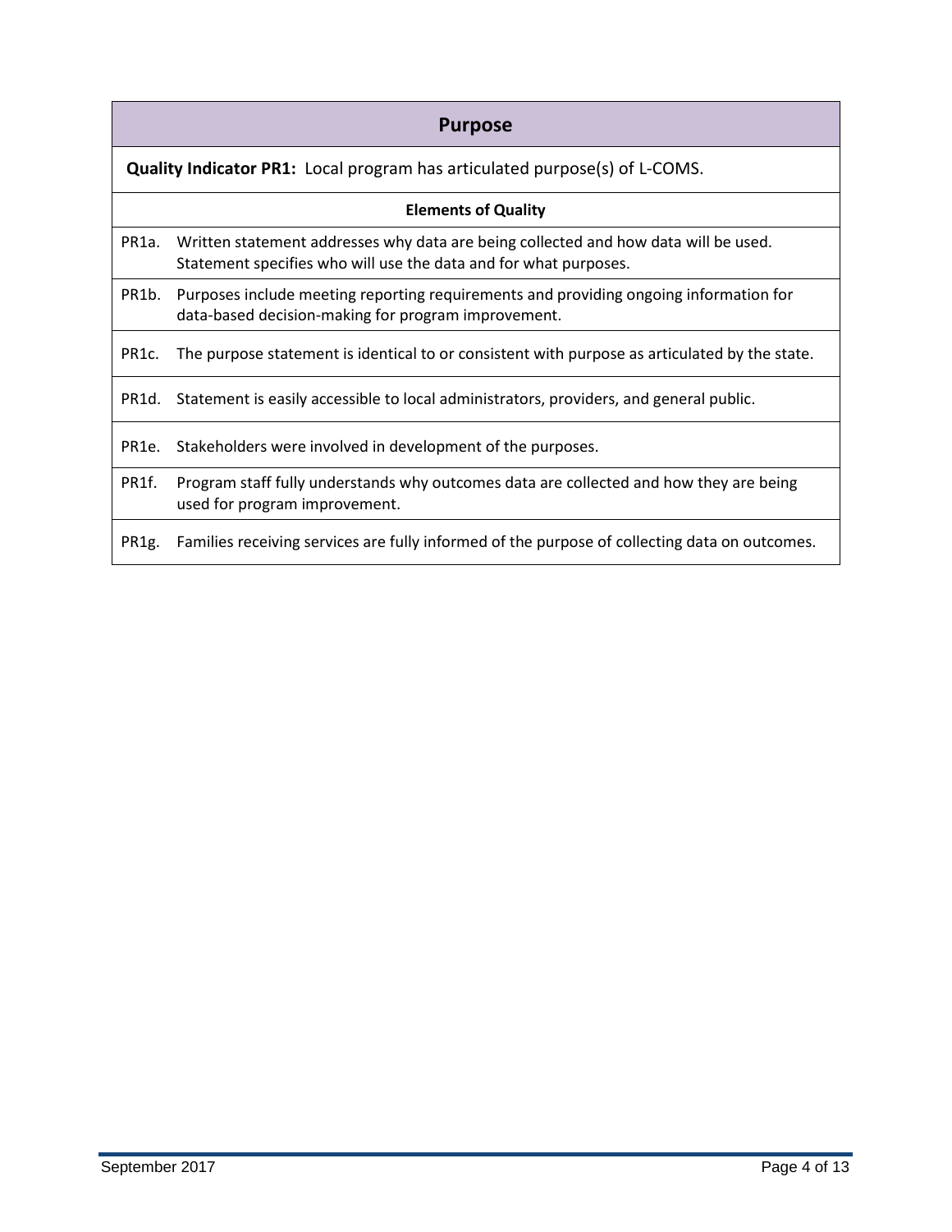## Purpose

**Quality Indicator PR1:** Local program has articulated purpose(s) of L-COMS.

| Elements of Quality | |
|---|---|
| PR1a. | Written statement addresses why data are being collected and how data will be used. Statement specifies who will use the data and for what purposes. |
| PR1b. | Purposes include meeting reporting requirements and providing ongoing information for data-based decision-making for program improvement. |
| PR1c. | The purpose statement is identical to or consistent with purpose as articulated by the state. |
| PR1d. | Statement is easily accessible to local administrators, providers, and general public. |
| PR1e. | Stakeholders were involved in development of the purposes. |
| PR1f. | Program staff fully understands why outcomes data are collected and how they are being used for program improvement. |
| PR1g. | Families receiving services are fully informed of the purpose of collecting data on outcomes. |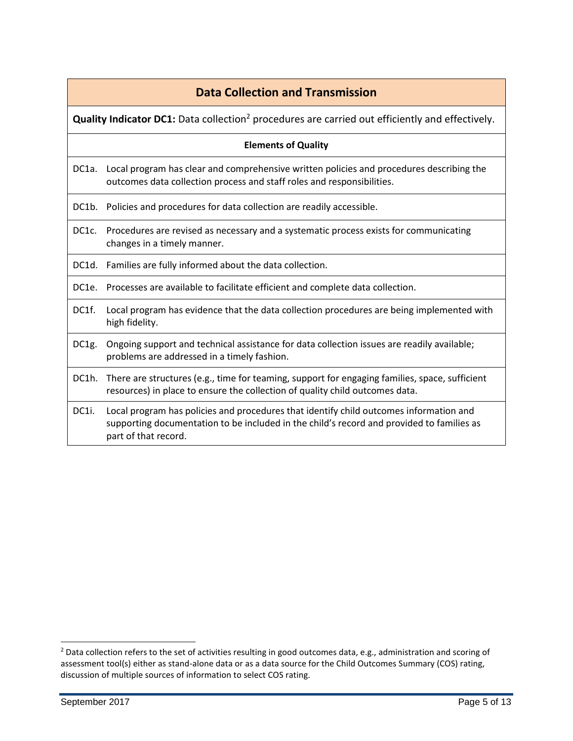## Data Collection and Transmission

**Quality Indicator DC1:** Data collection[2] procedures are carried out efficiently and effectively.

| Elements of Quality | |
|---|---|
| DC1a. | Local program has clear and comprehensive written policies and procedures describing the outcomes data collection process and staff roles and responsibilities. |
| DC1b. | Policies and procedures for data collection are readily accessible. |
| DC1c. | Procedures are revised as necessary and a systematic process exists for communicating changes in a timely manner. |
| DC1d. | Families are fully informed about the data collection. |
| DC1e. | Processes are available to facilitate efficient and complete data collection. |
| DC1f. | Local program has evidence that the data collection procedures are being implemented with high fidelity. |
| DC1g. | Ongoing support and technical assistance for data collection issues are readily available; problems are addressed in a timely fashion. |
| DC1h. | There are structures (e.g., time for teaming, support for engaging families, space, sufficient resources) in place to ensure the collection of quality child outcomes data. |
| DC1i. | Local program has policies and procedures that identify child outcomes information and supporting documentation to be included in the child's record and provided to families as part of that record. |

[2] Data collection refers to the set of activities resulting in good outcomes data, e.g., administration and scoring of assessment tool(s) either as stand-alone data or as a data source for the Child Outcomes Summary (COS) rating, discussion of multiple sources of information to select COS rating.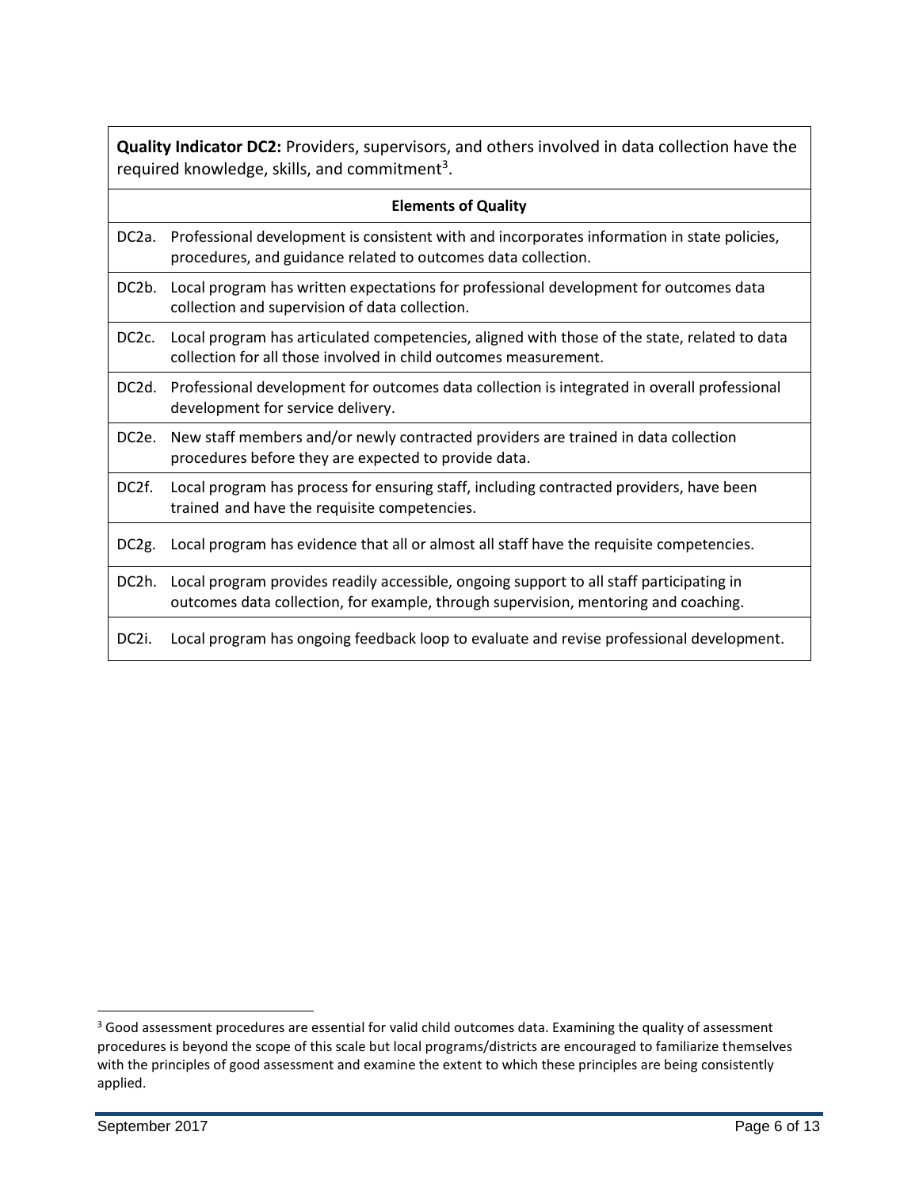**Quality Indicator DC2:** Providers, supervisors, and others involved in data collection have the required knowledge, skills, and commitment[3].

| Elements of Quality | |
|---|---|
| DC2a. | Professional development is consistent with and incorporates information in state policies, procedures, and guidance related to outcomes data collection. |
| DC2b. | Local program has written expectations for professional development for outcomes data collection and supervision of data collection. |
| DC2c. | Local program has articulated competencies, aligned with those of the state, related to data collection for all those involved in child outcomes measurement. |
| DC2d. | Professional development for outcomes data collection is integrated in overall professional development for service delivery. |
| DC2e. | New staff members and/or newly contracted providers are trained in data collection procedures before they are expected to provide data. |
| DC2f. | Local program has process for ensuring staff, including contracted providers, have been trained and have the requisite competencies. |
| DC2g. | Local program has evidence that all or almost all staff have the requisite competencies. |
| DC2h. | Local program provides readily accessible, ongoing support to all staff participating in outcomes data collection, for example, through supervision, mentoring and coaching. |
| DC2i. | Local program has ongoing feedback loop to evaluate and revise professional development. |

[3] Good assessment procedures are essential for valid child outcomes data. Examining the quality of assessment procedures is beyond the scope of this scale but local programs/districts are encouraged to familiarize themselves with the principles of good assessment and examine the extent to which these principles are being consistently applied.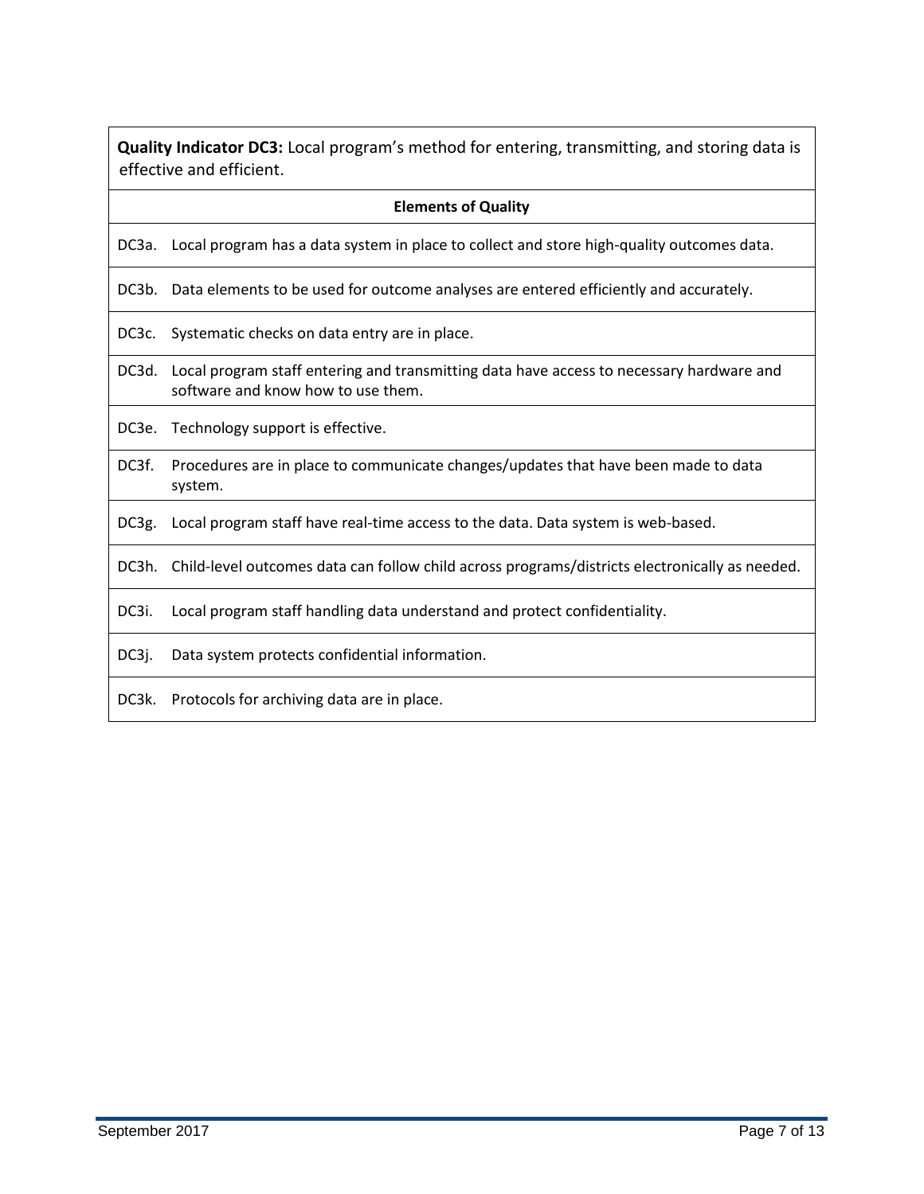| **Quality Indicator DC3:** Local program's method for entering, transmitting, and storing data is effective and efficient. | |
|---|---|
| **Elements of Quality** | |
| DC3a. | Local program has a data system in place to collect and store high-quality outcomes data. |
| DC3b. | Data elements to be used for outcome analyses are entered efficiently and accurately. |
| DC3c. | Systematic checks on data entry are in place. |
| DC3d. | Local program staff entering and transmitting data have access to necessary hardware and software and know how to use them. |
| DC3e. | Technology support is effective. |
| DC3f. | Procedures are in place to communicate changes/updates that have been made to data system. |
| DC3g. | Local program staff have real-time access to the data. Data system is web-based. |
| DC3h. | Child-level outcomes data can follow child across programs/districts electronically as needed. |
| DC3i. | Local program staff handling data understand and protect confidentiality. |
| DC3j. | Data system protects confidential information. |
| DC3k. | Protocols for archiving data are in place. |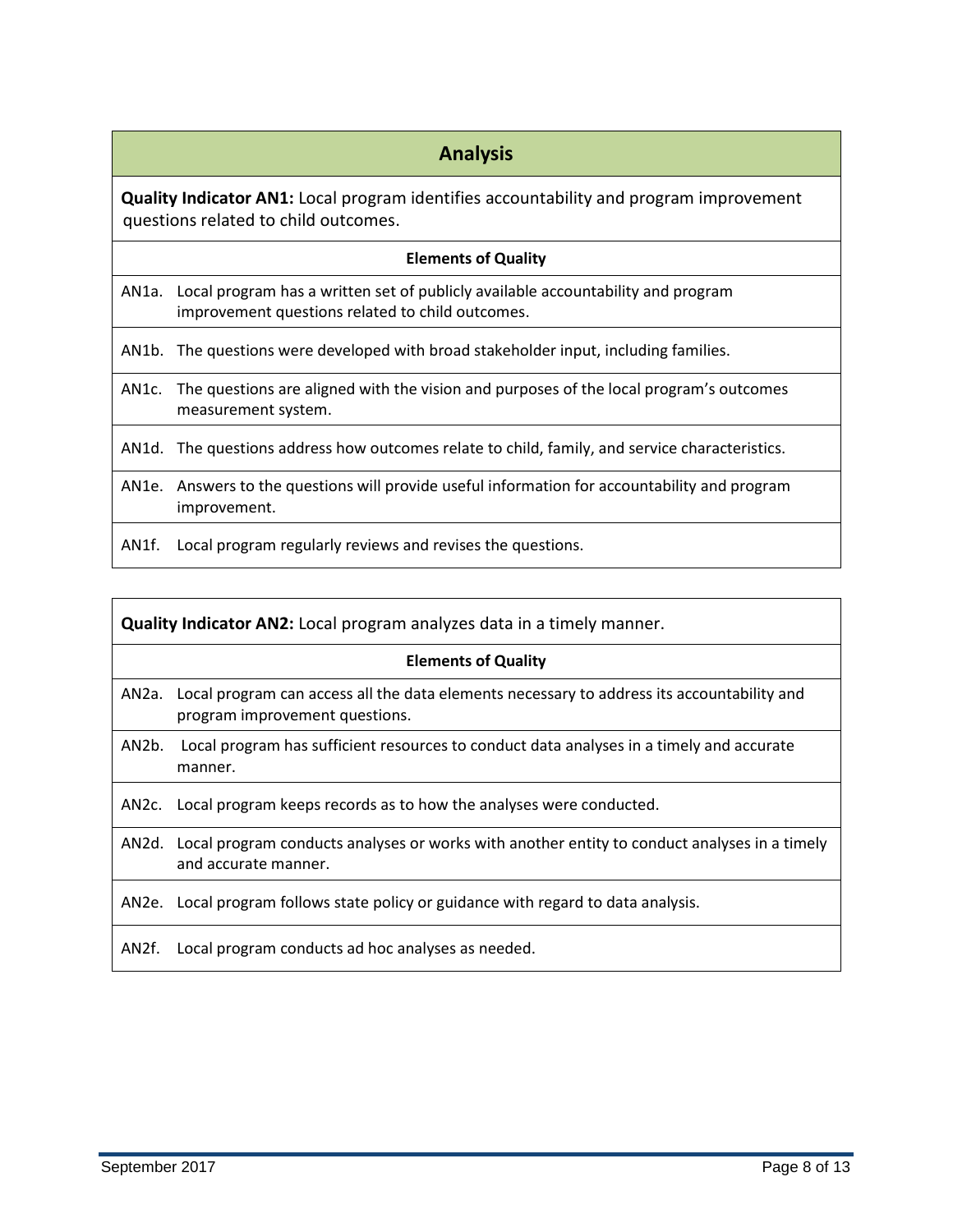## Analysis

**Quality Indicator AN1:** Local program identifies accountability and program improvement questions related to child outcomes.

| Elements of Quality | |
|---|---|
| AN1a. | Local program has a written set of publicly available accountability and program improvement questions related to child outcomes. |
| AN1b. | The questions were developed with broad stakeholder input, including families. |
| AN1c. | The questions are aligned with the vision and purposes of the local program's outcomes measurement system. |
| AN1d. | The questions address how outcomes relate to child, family, and service characteristics. |
| AN1e. | Answers to the questions will provide useful information for accountability and program improvement. |
| AN1f. | Local program regularly reviews and revises the questions. |

**Quality Indicator AN2:** Local program analyzes data in a timely manner.

| Elements of Quality | |
|---|---|
| AN2a. | Local program can access all the data elements necessary to address its accountability and program improvement questions. |
| AN2b. | Local program has sufficient resources to conduct data analyses in a timely and accurate manner. |
| AN2c. | Local program keeps records as to how the analyses were conducted. |
| AN2d. | Local program conducts analyses or works with another entity to conduct analyses in a timely and accurate manner. |
| AN2e. | Local program follows state policy or guidance with regard to data analysis. |
| AN2f. | Local program conducts ad hoc analyses as needed. |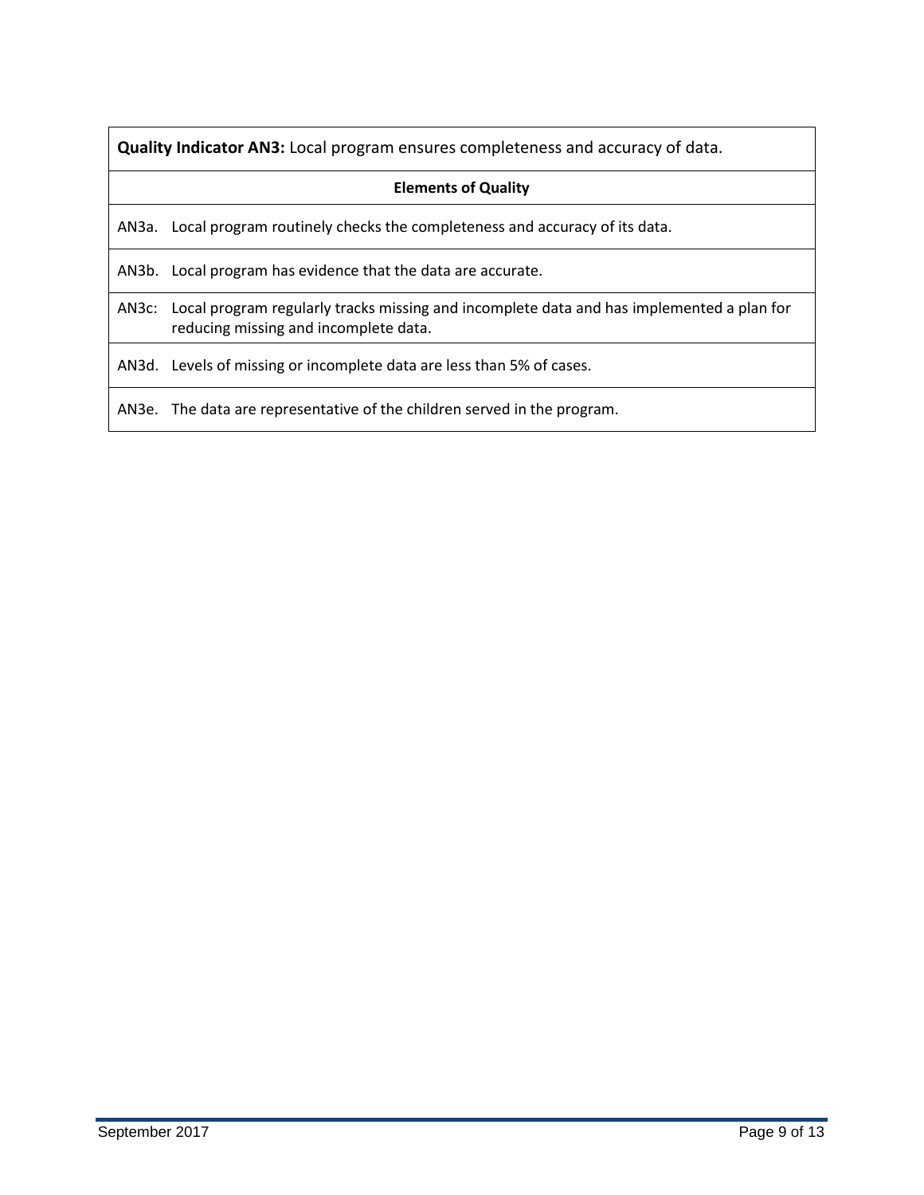| **Quality Indicator AN3:** Local program ensures completeness and accuracy of data. |
|---|
| **Elements of Quality** |
| AN3a. Local program routinely checks the completeness and accuracy of its data. |
| AN3b. Local program has evidence that the data are accurate. |
| AN3c: Local program regularly tracks missing and incomplete data and has implemented a plan for reducing missing and incomplete data. |
| AN3d. Levels of missing or incomplete data are less than 5% of cases. |
| AN3e. The data are representative of the children served in the program. |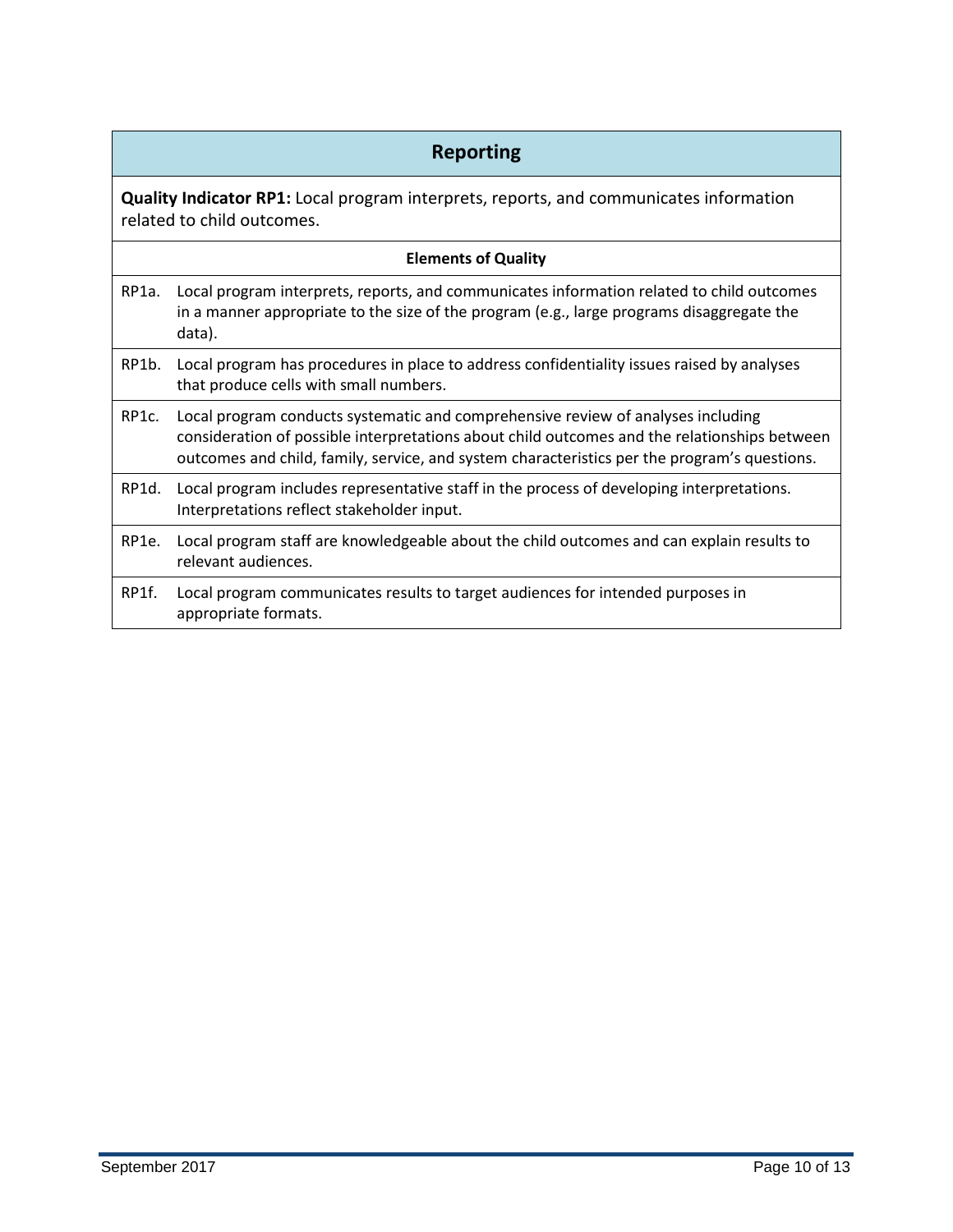## Reporting

**Quality Indicator RP1:** Local program interprets, reports, and communicates information related to child outcomes.

| | Elements of Quality |
|---|---|
| RP1a. | Local program interprets, reports, and communicates information related to child outcomes in a manner appropriate to the size of the program (e.g., large programs disaggregate the data). |
| RP1b. | Local program has procedures in place to address confidentiality issues raised by analyses that produce cells with small numbers. |
| RP1c. | Local program conducts systematic and comprehensive review of analyses including consideration of possible interpretations about child outcomes and the relationships between outcomes and child, family, service, and system characteristics per the program's questions. |
| RP1d. | Local program includes representative staff in the process of developing interpretations. Interpretations reflect stakeholder input. |
| RP1e. | Local program staff are knowledgeable about the child outcomes and can explain results to relevant audiences. |
| RP1f. | Local program communicates results to target audiences for intended purposes in appropriate formats. |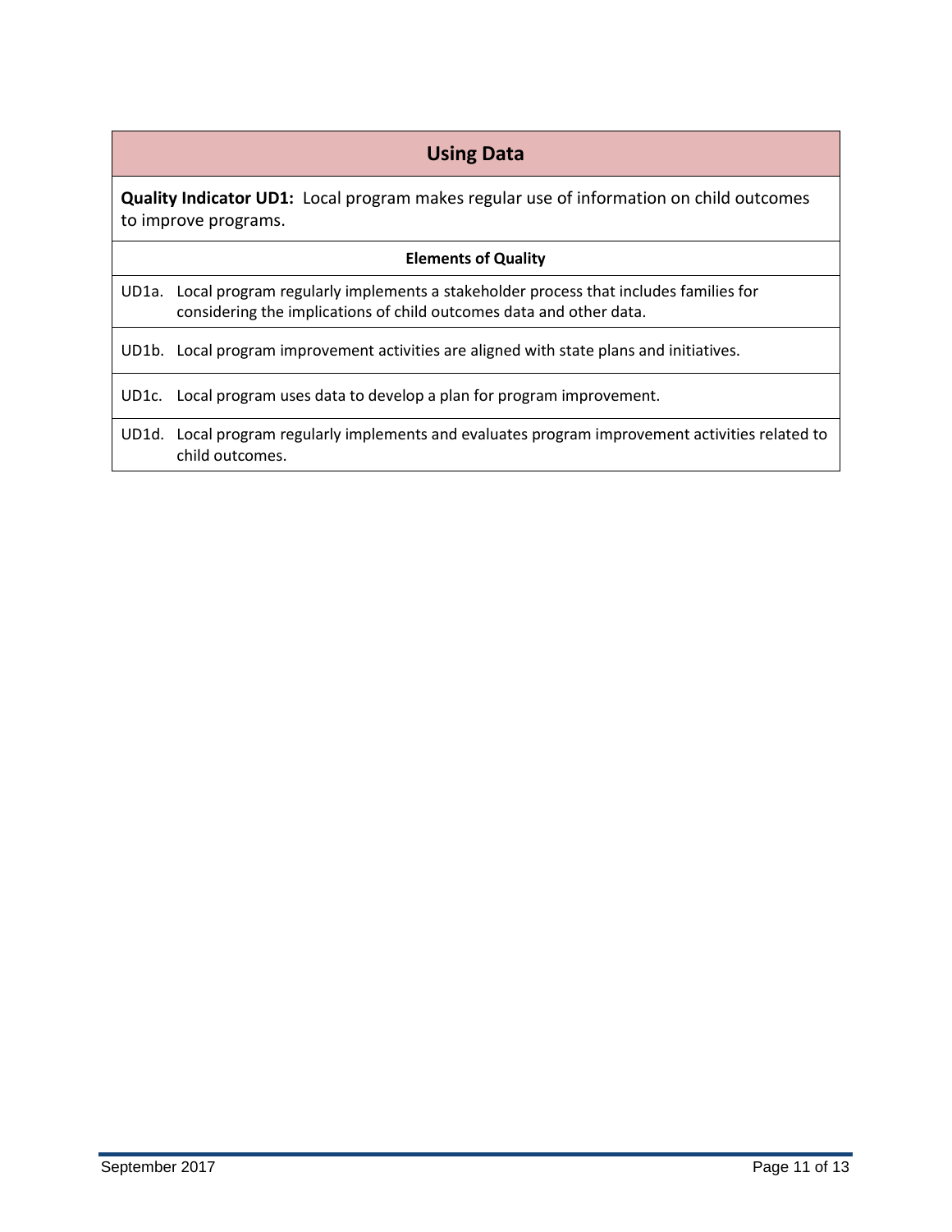## Using Data

**Quality Indicator UD1:** Local program makes regular use of information on child outcomes to improve programs.

| Elements of Quality |
| --- |
| UD1a. Local program regularly implements a stakeholder process that includes families for considering the implications of child outcomes data and other data. |
| UD1b. Local program improvement activities are aligned with state plans and initiatives. |
| UD1c. Local program uses data to develop a plan for program improvement. |
| UD1d. Local program regularly implements and evaluates program improvement activities related to child outcomes. |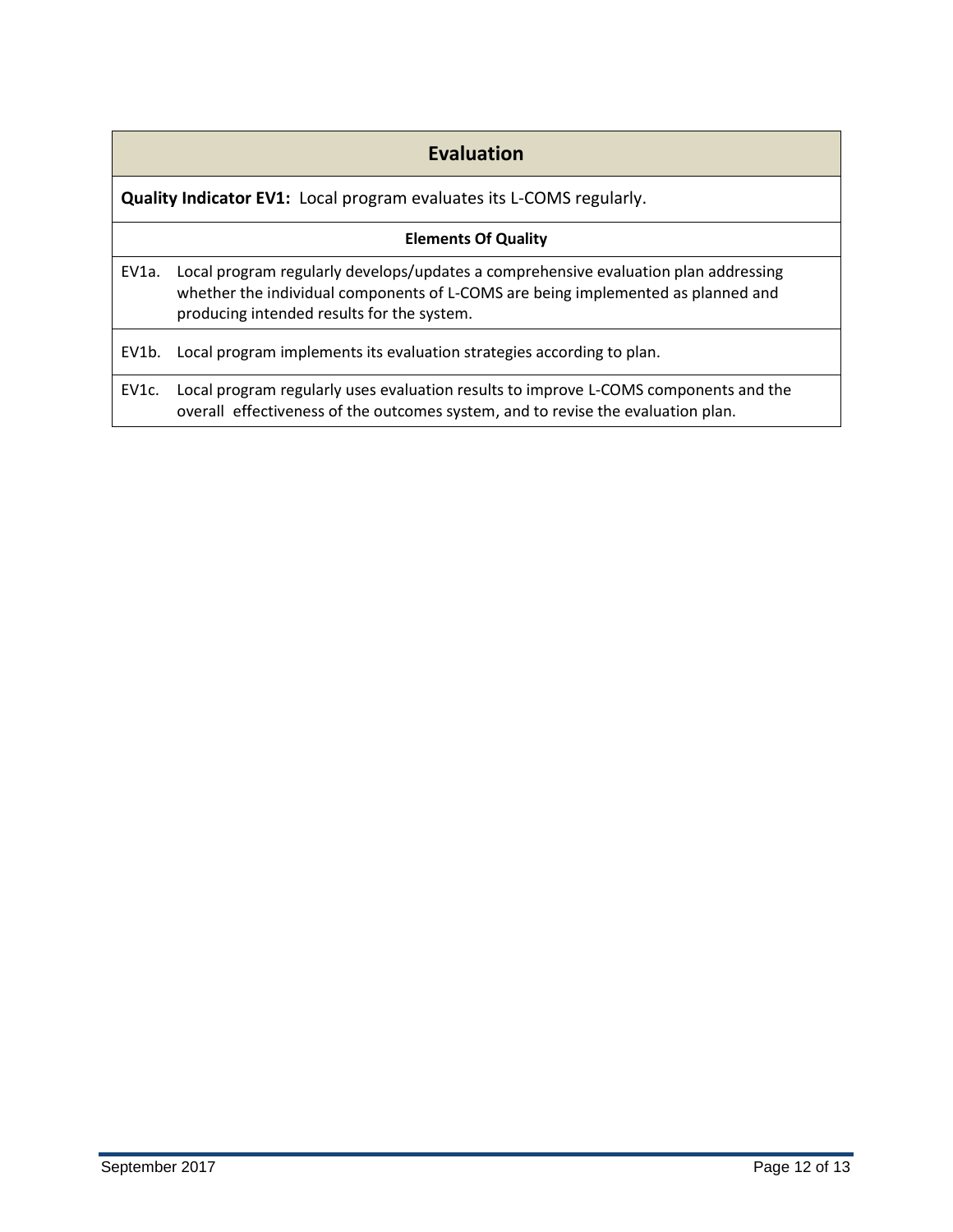| Evaluation | |
|---|---|
| **Quality Indicator EV1:** Local program evaluates its L-COMS regularly. | |
| **Elements Of Quality** | |
| EV1a. | Local program regularly develops/updates a comprehensive evaluation plan addressing whether the individual components of L-COMS are being implemented as planned and producing intended results for the system. |
| EV1b. | Local program implements its evaluation strategies according to plan. |
| EV1c. | Local program regularly uses evaluation results to improve L-COMS components and the overall effectiveness of the outcomes system, and to revise the evaluation plan. |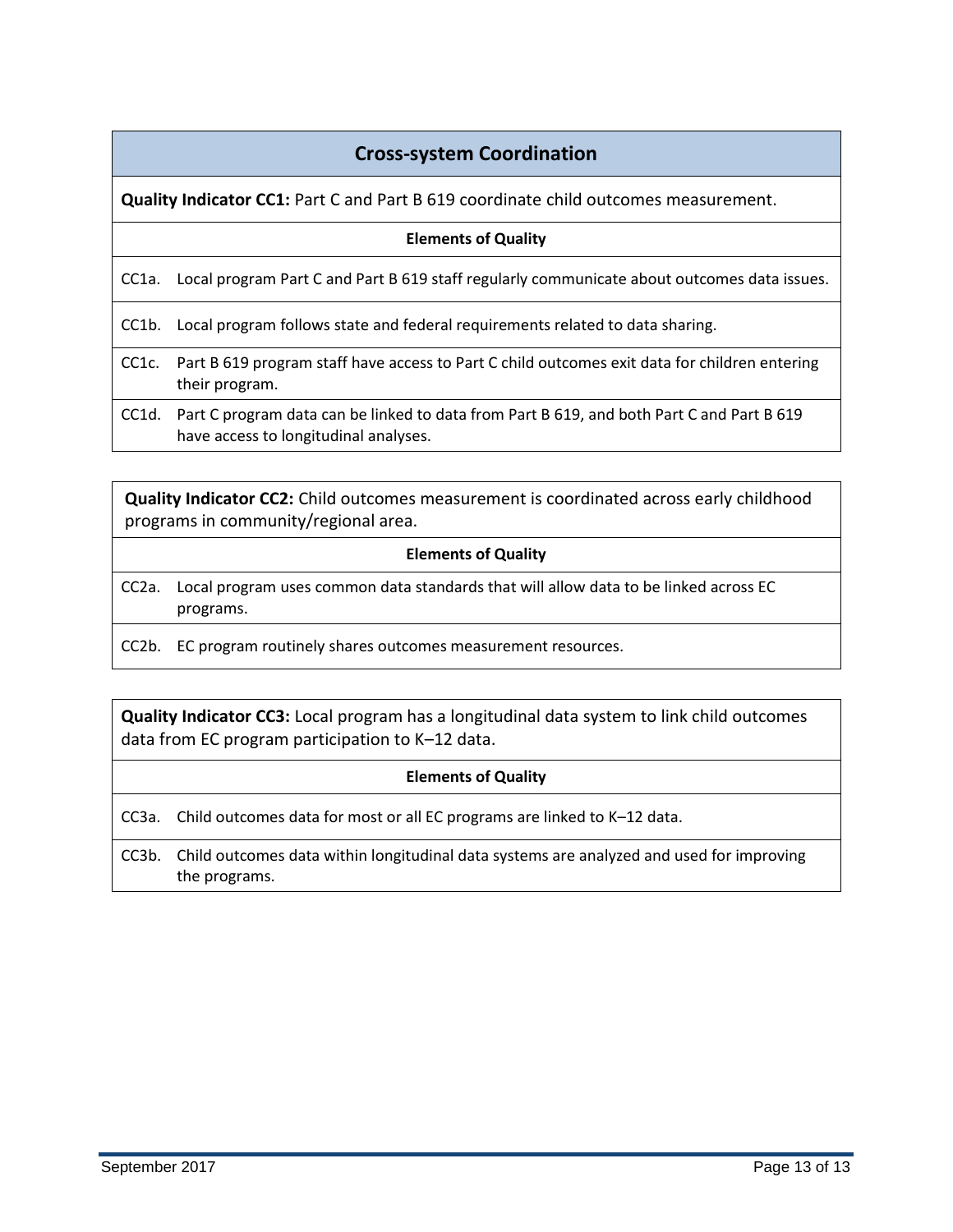## Cross-system Coordination

**Quality Indicator CC1:** Part C and Part B 619 coordinate child outcomes measurement.

| Elements of Quality | |
|---|---|
| CC1a. | Local program Part C and Part B 619 staff regularly communicate about outcomes data issues. |
| CC1b. | Local program follows state and federal requirements related to data sharing. |
| CC1c. | Part B 619 program staff have access to Part C child outcomes exit data for children entering their program. |
| CC1d. | Part C program data can be linked to data from Part B 619, and both Part C and Part B 619 have access to longitudinal analyses. |

**Quality Indicator CC2:** Child outcomes measurement is coordinated across early childhood programs in community/regional area.

| Elements of Quality | |
|---|---|
| CC2a. | Local program uses common data standards that will allow data to be linked across EC programs. |
| CC2b. | EC program routinely shares outcomes measurement resources. |

**Quality Indicator CC3:** Local program has a longitudinal data system to link child outcomes data from EC program participation to K–12 data.

| Elements of Quality | |
|---|---|
| CC3a. | Child outcomes data for most or all EC programs are linked to K–12 data. |
| CC3b. | Child outcomes data within longitudinal data systems are analyzed and used for improving the programs. |